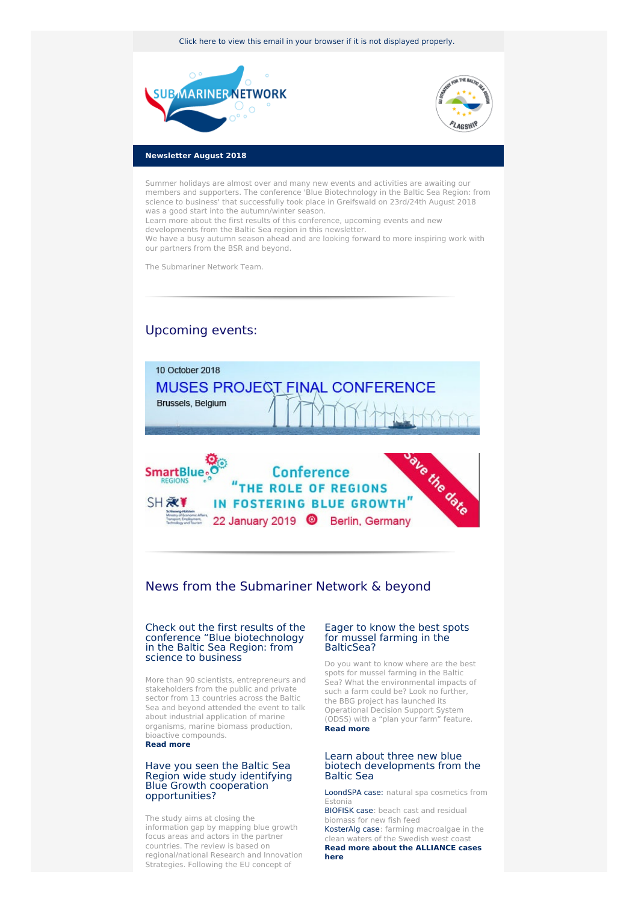Click here to view this email in your browser if it is not displayed properly.

**Newsletter August 2018**

Summer holidays are almost over and many new events and activities are awaiting our members and supporters. The conference 'Blue Biotechnology in the Baltic Sea Region: from science to business' that successfully took place in Greifswald on 23rd/24th August 2018 was a good start into the autumn/winter season.
Learn more about the first results of this conference, upcoming events and new developments from the Baltic Sea region in this newsletter.
We have a busy autumn season ahead and are looking forward to more inspiring work with our partners from the BSR and beyond.

The Submariner Network Team.

## Upcoming events:

10 October 2018
MUSES PROJECT FINAL CONFERENCE
Brussels, Belgium

SmartBlue REGIONS
Conference
"THE ROLE OF REGIONS IN FOSTERING BLUE GROWTH"
22 January 2019 Berlin, Germany
Save the date

## News from the Submariner Network & beyond

### Check out the first results of the conference "Blue biotechnology in the Baltic Sea Region: from science to business

More than 90 scientists, entrepreneurs and stakeholders from the public and private sector from 13 countries across the Baltic Sea and beyond attended the event to talk about industrial application of marine organisms, marine biomass production, bioactive compounds.
**Read more**

### Have you seen the Baltic Sea Region wide study identifying Blue Growth cooperation opportunities?

The study aims at closing the information gap by mapping blue growth focus areas and actors in the partner countries. The review is based on regional/national Research and Innovation Strategies. Following the EU concept of

### Eager to know the best spots for mussel farming in the BalticSea?

Do you want to know where are the best spots for mussel farming in the Baltic Sea? What the environmental impacts of such a farm could be? Look no further, the BBG project has launched its Operational Decision Support System (ODSS) with a "plan your farm" feature.
**Read more**

### Learn about three new blue biotech developments from the Baltic Sea

LoondSPA case: natural spa cosmetics from Estonia
BIOFISK case: beach cast and residual biomass for new fish feed
KosterAlg case: farming macroalgae in the clean waters of the Swedish west coast
**Read more about the ALLIANCE cases here**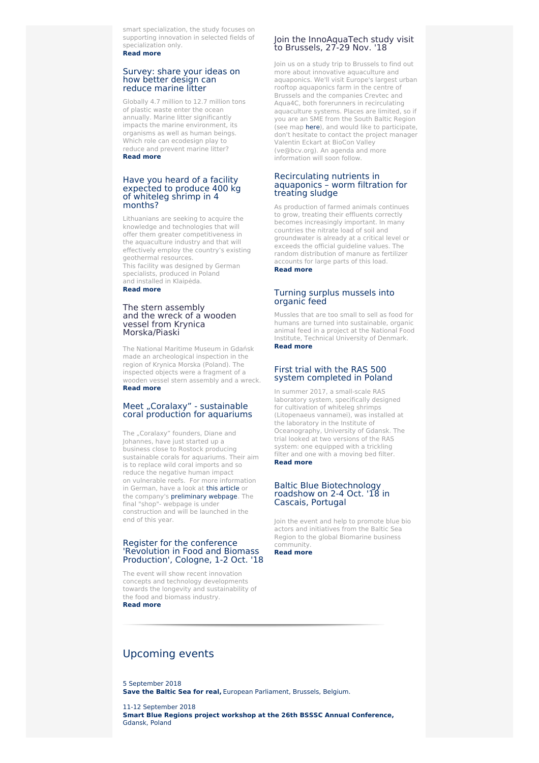smart specialization, the study focuses on supporting innovation in selected fields of specialization only.
**Read more**

## Survey: share your ideas on how better design can reduce marine litter

Globally 4.7 million to 12.7 million tons of plastic waste enter the ocean annually. Marine litter significantly impacts the marine environment, its organisms as well as human beings. Which role can ecodesign play to reduce and prevent marine litter?
**Read more**

## Have you heard of a facility expected to produce 400 kg of whiteleg shrimp in 4 months?

Lithuanians are seeking to acquire the knowledge and technologies that will offer them greater competitiveness in the aquaculture industry and that will effectively employ the country's existing geothermal resources.
This facility was designed by German specialists, produced in Poland and installed in Klaipėda.
**Read more**

## The stern assembly and the wreck of a wooden vessel from Krynica Morska/Piaski

The National Maritime Museum in Gdańsk made an archeological inspection in the region of Krynica Morska (Poland). The inspected objects were a fragment of a wooden vessel stern assembly and a wreck.
**Read more**

## Meet „Coralaxy" - sustainable coral production for aquariums

The „Coralaxy" founders, Diane and Johannes, have just started up a business close to Rostock producing sustainable corals for aquariums. Their aim is to replace wild coral imports and so reduce the negative human impact on vulnerable reefs. For more information in German, have a look at this article or the company's preliminary webpage. The final "shop"- webpage is under construction and will be launched in the end of this year.

## Register for the conference 'Revolution in Food and Biomass Production', Cologne, 1-2 Oct. '18

The event will show recent innovation concepts and technology developments towards the longevity and sustainability of the food and biomass industry.
**Read more**

## Join the InnoAquaTech study visit to Brussels, 27-29 Nov. '18

Join us on a study trip to Brussels to find out more about innovative aquaculture and aquaponics. We'll visit Europe's largest urban rooftop aquaponics farm in the centre of Brussels and the companies Crevtec and Aqua4C, both forerunners in recirculating aquaculture systems. Places are limited, so if you are an SME from the South Baltic Region (see map here), and would like to participate, don't hesitate to contact the project manager Valentin Eckart at BioCon Valley (ve@bcv.org). An agenda and more information will soon follow.

## Recirculating nutrients in aquaponics – worm filtration for treating sludge

As production of farmed animals continues to grow, treating their effluents correctly becomes increasingly important. In many countries the nitrate load of soil and groundwater is already at a critical level or exceeds the official guideline values. The random distribution of manure as fertilizer accounts for large parts of this load.
**Read more**

## Turning surplus mussels into organic feed

Mussles that are too small to sell as food for humans are turned into sustainable, organic animal feed in a project at the National Food Institute, Technical University of Denmark.
**Read more**

## First trial with the RAS 500 system completed in Poland

In summer 2017, a small-scale RAS laboratory system, specifically designed for cultivation of whiteleg shrimps (Litopenaeus vannamei), was installed at the laboratory in the Institute of Oceanography, University of Gdansk. The trial looked at two versions of the RAS system: one equipped with a trickling filter and one with a moving bed filter.
**Read more**

## Baltic Blue Biotechnology roadshow on 2-4 Oct. '18 in Cascais, Portugal

Join the event and help to promote blue bio actors and initiatives from the Baltic Sea Region to the global Biomarine business community.
**Read more**

# Upcoming events

5 September 2018
**Save the Baltic Sea for real,** European Parliament, Brussels, Belgium.

11-12 September 2018
**Smart Blue Regions project workshop at the 26th BSSSC Annual Conference,** Gdansk, Poland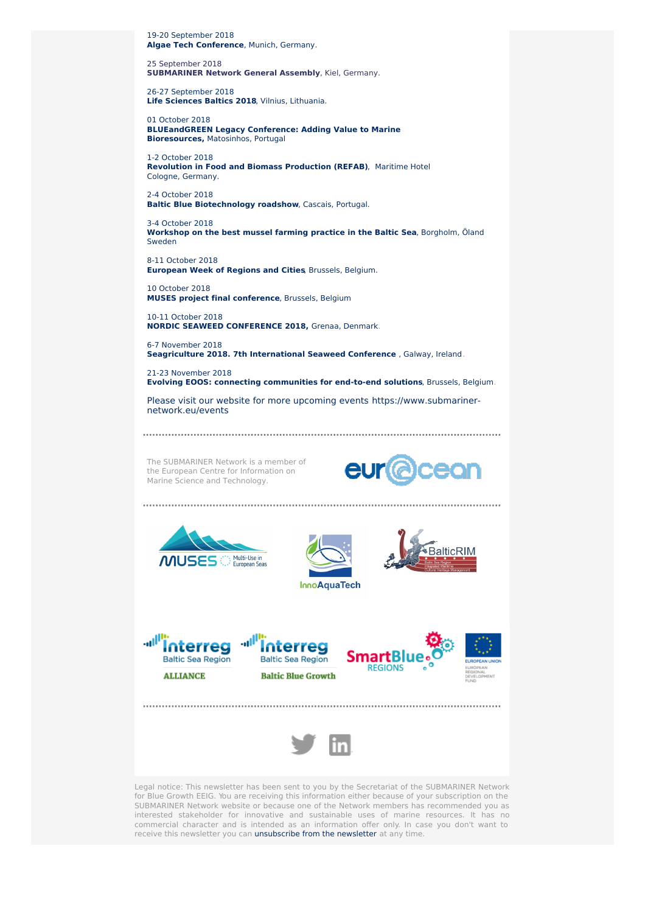19-20 September 2018
**Algae Tech Conference**, Munich, Germany.

25 September 2018
**SUBMARINER Network General Assembly**, Kiel, Germany.

26-27 September 2018
**Life Sciences Baltics 2018**, Vilnius, Lithuania.

01 October 2018
**BLUEandGREEN Legacy Conference: Adding Value to Marine Bioresources,** Matosinhos, Portugal

1-2 October 2018
**Revolution in Food and Biomass Production (REFAB)**, Maritime Hotel Cologne, Germany.

2-4 October 2018
**Baltic Blue Biotechnology roadshow**, Cascais, Portugal.

3-4 October 2018
**Workshop on the best mussel farming practice in the Baltic Sea**, Borgholm, Öland Sweden

8-11 October 2018
**European Week of Regions and Cities**, Brussels, Belgium.

10 October 2018
**MUSES project final conference**, Brussels, Belgium

10-11 October 2018
**NORDIC SEAWEED CONFERENCE 2018,** Grenaa, Denmark.

6-7 November 2018
**Seagriculture 2018. 7th International Seaweed Conference** , Galway, Ireland.

21-23 November 2018
**Evolving EOOS: connecting communities for end-to-end solutions**, Brussels, Belgium.

Please visit our website for more upcoming events https://www.submariner-network.eu/events

The SUBMARINER Network is a member of the European Centre for Information on Marine Science and Technology.

Legal notice: This newsletter has been sent to you by the Secretariat of the SUBMARINER Network for Blue Growth EEIG. You are receiving this information either because of your subscription on the SUBMARINER Network website or because one of the Network members has recommended you as interested stakeholder for innovative and sustainable uses of marine resources. It has no commercial character and is intended as an information offer only. In case you don't want to receive this newsletter you can unsubscribe from the newsletter at any time.